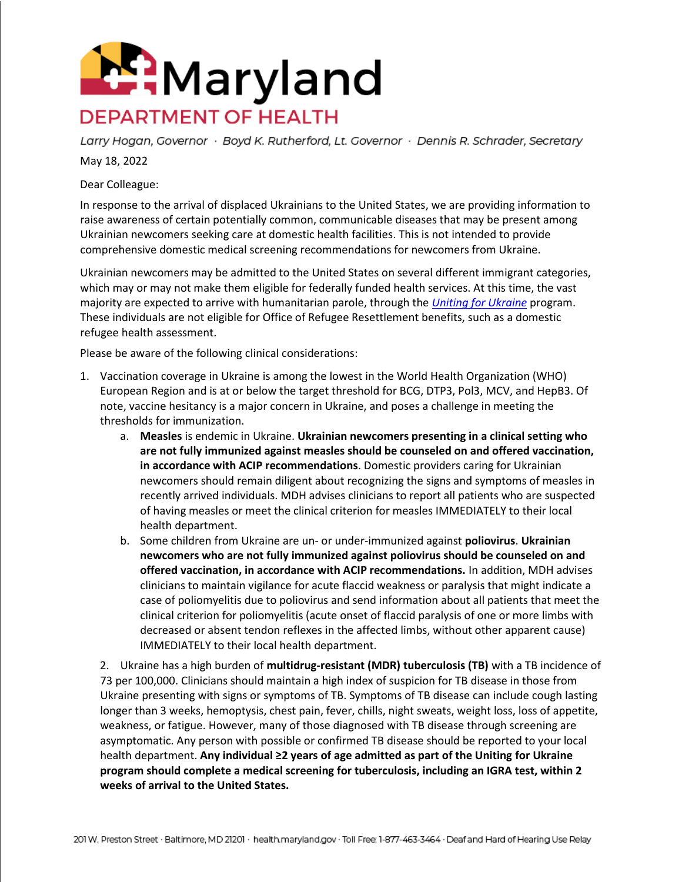# Maryland DEPARTMENT OF HEALTH

*Larry Hogan, Governor · Boyd K. Rutherford, Lt. Governor · Dennis R. Schrader, Secretary*

May 18, 2022

Dear Colleague:

In response to the arrival of displaced Ukrainians to the United States, we are providing information to raise awareness of certain potentially common, communicable diseases that may be present among Ukrainian newcomers seeking care at domestic health facilities. This is not intended to provide comprehensive domestic medical screening recommendations for newcomers from Ukraine.

Ukrainian newcomers may be admitted to the United States on several different immigrant categories, which may or may not make them eligible for federally funded health services. At this time, the vast majority are expected to arrive with humanitarian parole, through the *Uniting for Ukraine* program. These individuals are not eligible for Office of Refugee Resettlement benefits, such as a domestic refugee health assessment.

Please be aware of the following clinical considerations:

1. Vaccination coverage in Ukraine is among the lowest in the World Health Organization (WHO) European Region and is at or below the target threshold for BCG, DTP3, Pol3, MCV, and HepB3. Of note, vaccine hesitancy is a major concern in Ukraine, and poses a challenge in meeting the thresholds for immunization.
   a. **Measles** is endemic in Ukraine. **Ukrainian newcomers presenting in a clinical setting who are not fully immunized against measles should be counseled on and offered vaccination, in accordance with ACIP recommendations**. Domestic providers caring for Ukrainian newcomers should remain diligent about recognizing the signs and symptoms of measles in recently arrived individuals. MDH advises clinicians to report all patients who are suspected of having measles or meet the clinical criterion for measles IMMEDIATELY to their local health department.
   b. Some children from Ukraine are un- or under-immunized against **poliovirus**. **Ukrainian newcomers who are not fully immunized against poliovirus should be counseled on and offered vaccination, in accordance with ACIP recommendations.** In addition, MDH advises clinicians to maintain vigilance for acute flaccid weakness or paralysis that might indicate a case of poliomyelitis due to poliovirus and send information about all patients that meet the clinical criterion for poliomyelitis (acute onset of flaccid paralysis of one or more limbs with decreased or absent tendon reflexes in the affected limbs, without other apparent cause) IMMEDIATELY to their local health department.

2. Ukraine has a high burden of **multidrug-resistant (MDR) tuberculosis (TB)** with a TB incidence of 73 per 100,000. Clinicians should maintain a high index of suspicion for TB disease in those from Ukraine presenting with signs or symptoms of TB. Symptoms of TB disease can include cough lasting longer than 3 weeks, hemoptysis, chest pain, fever, chills, night sweats, weight loss, loss of appetite, weakness, or fatigue. However, many of those diagnosed with TB disease through screening are asymptomatic. Any person with possible or confirmed TB disease should be reported to your local health department. **Any individual ≥2 years of age admitted as part of the Uniting for Ukraine program should complete a medical screening for tuberculosis, including an IGRA test, within 2 weeks of arrival to the United States.**

201 W. Preston Street · Baltimore, MD 21201 · health.maryland.gov · Toll Free: 1-877-463-3464 · Deaf and Hard of Hearing Use Relay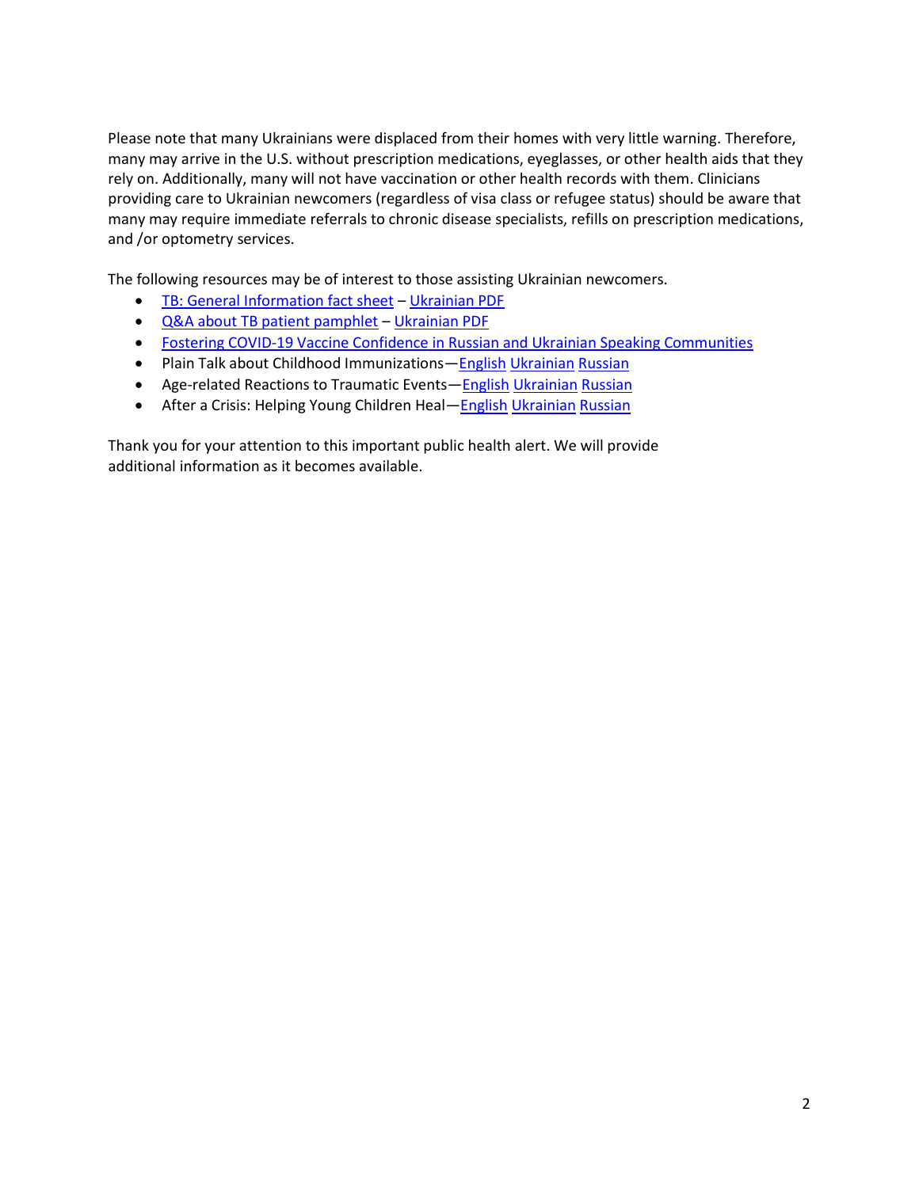Please note that many Ukrainians were displaced from their homes with very little warning. Therefore, many may arrive in the U.S. without prescription medications, eyeglasses, or other health aids that they rely on. Additionally, many will not have vaccination or other health records with them. Clinicians providing care to Ukrainian newcomers (regardless of visa class or refugee status) should be aware that many may require immediate referrals to chronic disease specialists, refills on prescription medications, and /or optometry services.

The following resources may be of interest to those assisting Ukrainian newcomers.

- TB: General Information fact sheet – Ukrainian PDF
- Q&A about TB patient pamphlet – Ukrainian PDF
- Fostering COVID-19 Vaccine Confidence in Russian and Ukrainian Speaking Communities
- Plain Talk about Childhood Immunizations—English Ukrainian Russian
- Age-related Reactions to Traumatic Events—English Ukrainian Russian
- After a Crisis: Helping Young Children Heal—English Ukrainian Russian

Thank you for your attention to this important public health alert. We will provide additional information as it becomes available.